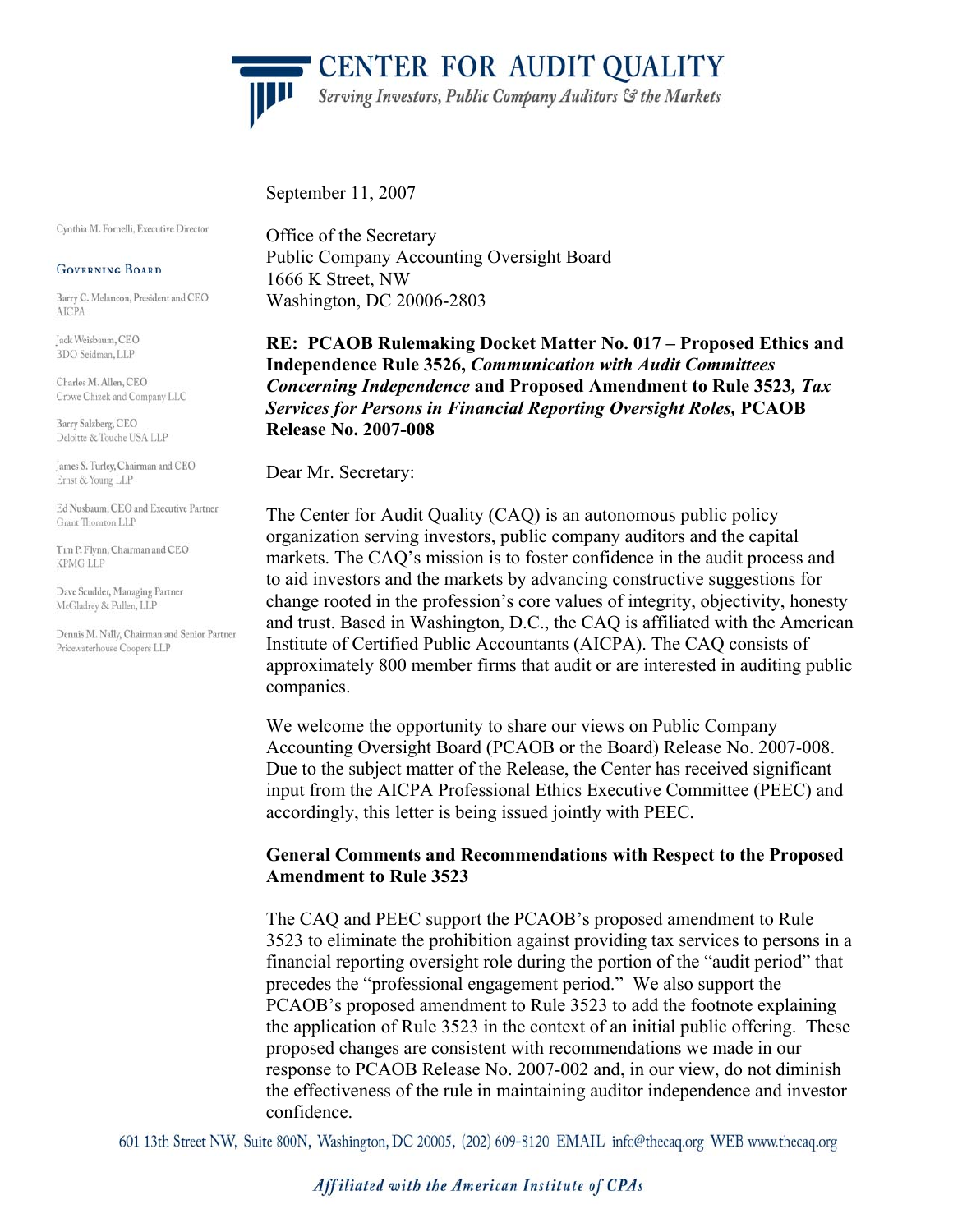# CENTER FOR AUDIT QUALITY

*Serving Investors, Public Company Auditors & the Markets*

Cynthia M. Fornelli, Executive Director

**GOVERNING BOARD**

Barry C. Melancon, President and CEO
AICPA

Jack Weisbaum, CEO
BDO Seidman, LLP

Charles M. Allen, CEO
Crowe Chizek and Company LLC

Barry Salzberg, CEO
Deloitte & Touche USA LLP

James S. Turley, Chairman and CEO
Ernst & Young LLP

Ed Nusbaum, CEO and Executive Partner
Grant Thornton LLP

Tim P. Flynn, Chairman and CEO
KPMG LLP

Dave Scudder, Managing Partner
McGladrey & Pullen, LLP

Dennis M. Nally, Chairman and Senior Partner
PricewaterhouseCoopers LLP

September 11, 2007

Office of the Secretary
Public Company Accounting Oversight Board
1666 K Street, NW
Washington, DC 20006-2803

**RE: PCAOB Rulemaking Docket Matter No. 017 – Proposed Ethics and Independence Rule 3526, *Communication with Audit Committees Concerning Independence* and Proposed Amendment to Rule 3523*, Tax Services for Persons in Financial Reporting Oversight Roles,* PCAOB Release No. 2007-008**

Dear Mr. Secretary:

The Center for Audit Quality (CAQ) is an autonomous public policy organization serving investors, public company auditors and the capital markets. The CAQ's mission is to foster confidence in the audit process and to aid investors and the markets by advancing constructive suggestions for change rooted in the profession's core values of integrity, objectivity, honesty and trust. Based in Washington, D.C., the CAQ is affiliated with the American Institute of Certified Public Accountants (AICPA). The CAQ consists of approximately 800 member firms that audit or are interested in auditing public companies.

We welcome the opportunity to share our views on Public Company Accounting Oversight Board (PCAOB or the Board) Release No. 2007-008. Due to the subject matter of the Release, the Center has received significant input from the AICPA Professional Ethics Executive Committee (PEEC) and accordingly, this letter is being issued jointly with PEEC.

**General Comments and Recommendations with Respect to the Proposed Amendment to Rule 3523**

The CAQ and PEEC support the PCAOB's proposed amendment to Rule 3523 to eliminate the prohibition against providing tax services to persons in a financial reporting oversight role during the portion of the "audit period" that precedes the "professional engagement period." We also support the PCAOB's proposed amendment to Rule 3523 to add the footnote explaining the application of Rule 3523 in the context of an initial public offering. These proposed changes are consistent with recommendations we made in our response to PCAOB Release No. 2007-002 and, in our view, do not diminish the effectiveness of the rule in maintaining auditor independence and investor confidence.

601 13th Street NW, Suite 800N, Washington, DC 20005, (202) 609-8120 EMAIL info@thecaq.org WEB www.thecaq.org

*Affiliated with the American Institute of CPAs*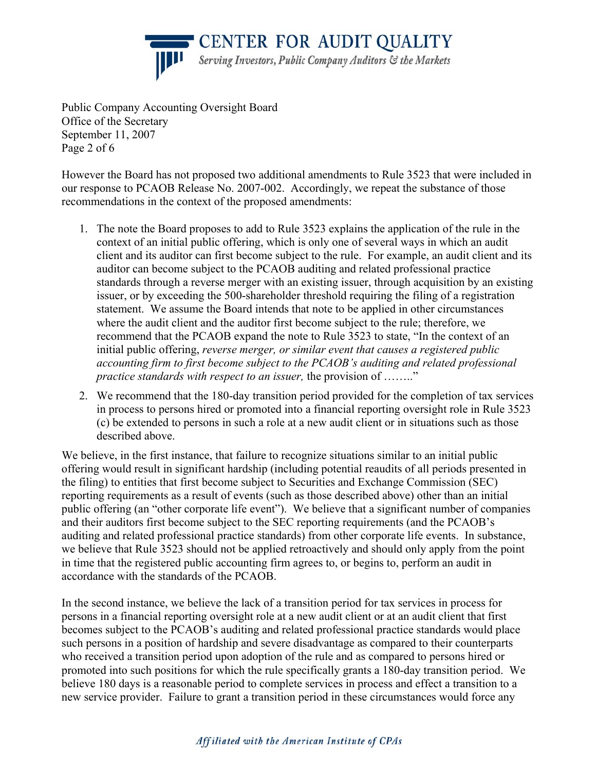However the Board has not proposed two additional amendments to Rule 3523 that were included in our response to PCAOB Release No. 2007-002. Accordingly, we repeat the substance of those recommendations in the context of the proposed amendments:

1. The note the Board proposes to add to Rule 3523 explains the application of the rule in the context of an initial public offering, which is only one of several ways in which an audit client and its auditor can first become subject to the rule. For example, an audit client and its auditor can become subject to the PCAOB auditing and related professional practice standards through a reverse merger with an existing issuer, through acquisition by an existing issuer, or by exceeding the 500-shareholder threshold requiring the filing of a registration statement. We assume the Board intends that note to be applied in other circumstances where the audit client and the auditor first become subject to the rule; therefore, we recommend that the PCAOB expand the note to Rule 3523 to state, "In the context of an initial public offering, *reverse merger, or similar event that causes a registered public accounting firm to first become subject to the PCAOB's auditing and related professional practice standards with respect to an issuer,* the provision of …….."
2. We recommend that the 180-day transition period provided for the completion of tax services in process to persons hired or promoted into a financial reporting oversight role in Rule 3523 (c) be extended to persons in such a role at a new audit client or in situations such as those described above.

We believe, in the first instance, that failure to recognize situations similar to an initial public offering would result in significant hardship (including potential reaudits of all periods presented in the filing) to entities that first become subject to Securities and Exchange Commission (SEC) reporting requirements as a result of events (such as those described above) other than an initial public offering (an "other corporate life event"). We believe that a significant number of companies and their auditors first become subject to the SEC reporting requirements (and the PCAOB's auditing and related professional practice standards) from other corporate life events. In substance, we believe that Rule 3523 should not be applied retroactively and should only apply from the point in time that the registered public accounting firm agrees to, or begins to, perform an audit in accordance with the standards of the PCAOB.

In the second instance, we believe the lack of a transition period for tax services in process for persons in a financial reporting oversight role at a new audit client or at an audit client that first becomes subject to the PCAOB's auditing and related professional practice standards would place such persons in a position of hardship and severe disadvantage as compared to their counterparts who received a transition period upon adoption of the rule and as compared to persons hired or promoted into such positions for which the rule specifically grants a 180-day transition period. We believe 180 days is a reasonable period to complete services in process and effect a transition to a new service provider. Failure to grant a transition period in these circumstances would force any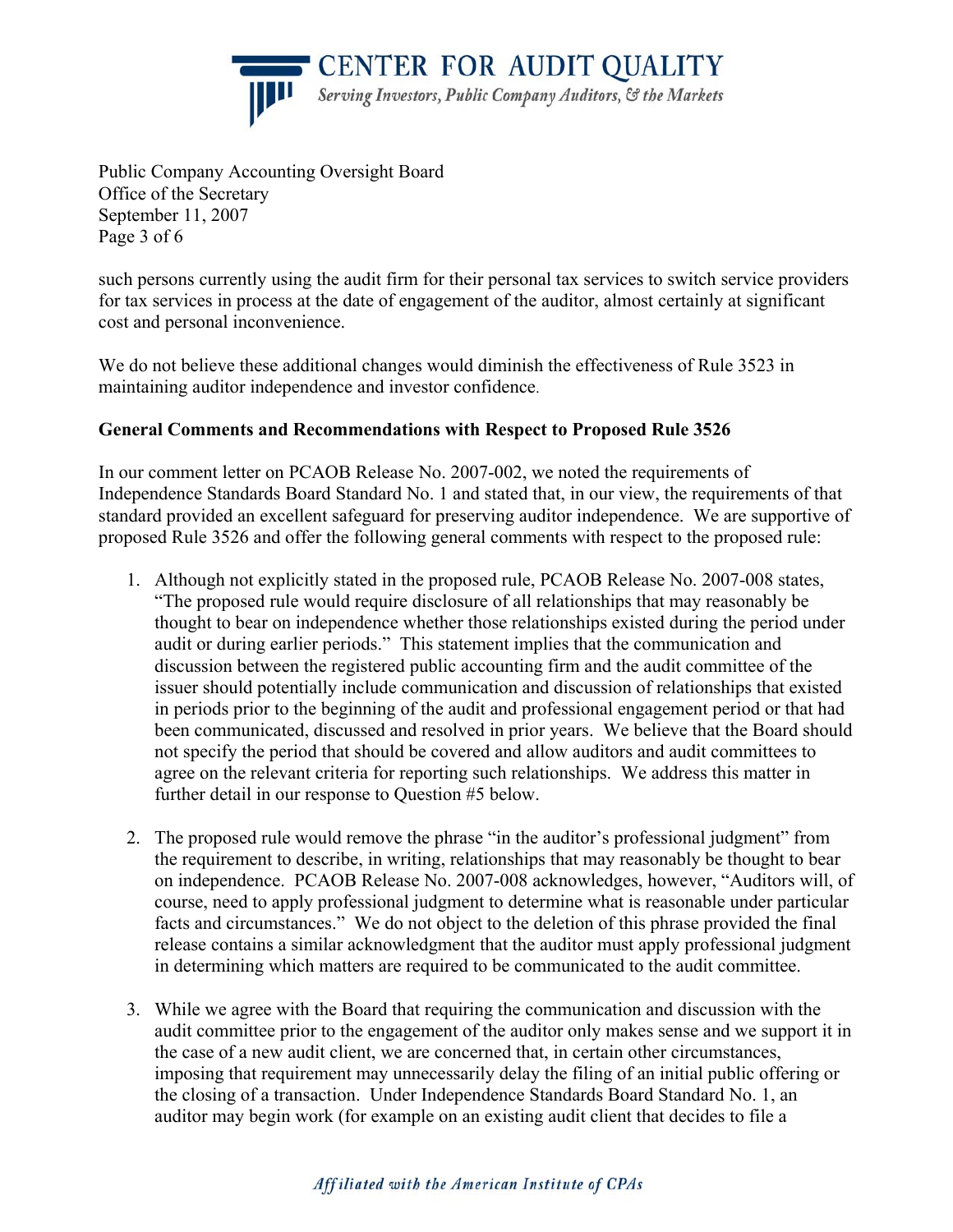such persons currently using the audit firm for their personal tax services to switch service providers for tax services in process at the date of engagement of the auditor, almost certainly at significant cost and personal inconvenience.

We do not believe these additional changes would diminish the effectiveness of Rule 3523 in maintaining auditor independence and investor confidence.

**General Comments and Recommendations with Respect to Proposed Rule 3526**

In our comment letter on PCAOB Release No. 2007-002, we noted the requirements of Independence Standards Board Standard No. 1 and stated that, in our view, the requirements of that standard provided an excellent safeguard for preserving auditor independence. We are supportive of proposed Rule 3526 and offer the following general comments with respect to the proposed rule:

1. Although not explicitly stated in the proposed rule, PCAOB Release No. 2007-008 states, "The proposed rule would require disclosure of all relationships that may reasonably be thought to bear on independence whether those relationships existed during the period under audit or during earlier periods." This statement implies that the communication and discussion between the registered public accounting firm and the audit committee of the issuer should potentially include communication and discussion of relationships that existed in periods prior to the beginning of the audit and professional engagement period or that had been communicated, discussed and resolved in prior years. We believe that the Board should not specify the period that should be covered and allow auditors and audit committees to agree on the relevant criteria for reporting such relationships. We address this matter in further detail in our response to Question #5 below.

2. The proposed rule would remove the phrase "in the auditor's professional judgment" from the requirement to describe, in writing, relationships that may reasonably be thought to bear on independence. PCAOB Release No. 2007-008 acknowledges, however, "Auditors will, of course, need to apply professional judgment to determine what is reasonable under particular facts and circumstances." We do not object to the deletion of this phrase provided the final release contains a similar acknowledgment that the auditor must apply professional judgment in determining which matters are required to be communicated to the audit committee.

3. While we agree with the Board that requiring the communication and discussion with the audit committee prior to the engagement of the auditor only makes sense and we support it in the case of a new audit client, we are concerned that, in certain other circumstances, imposing that requirement may unnecessarily delay the filing of an initial public offering or the closing of a transaction. Under Independence Standards Board Standard No. 1, an auditor may begin work (for example on an existing audit client that decides to file a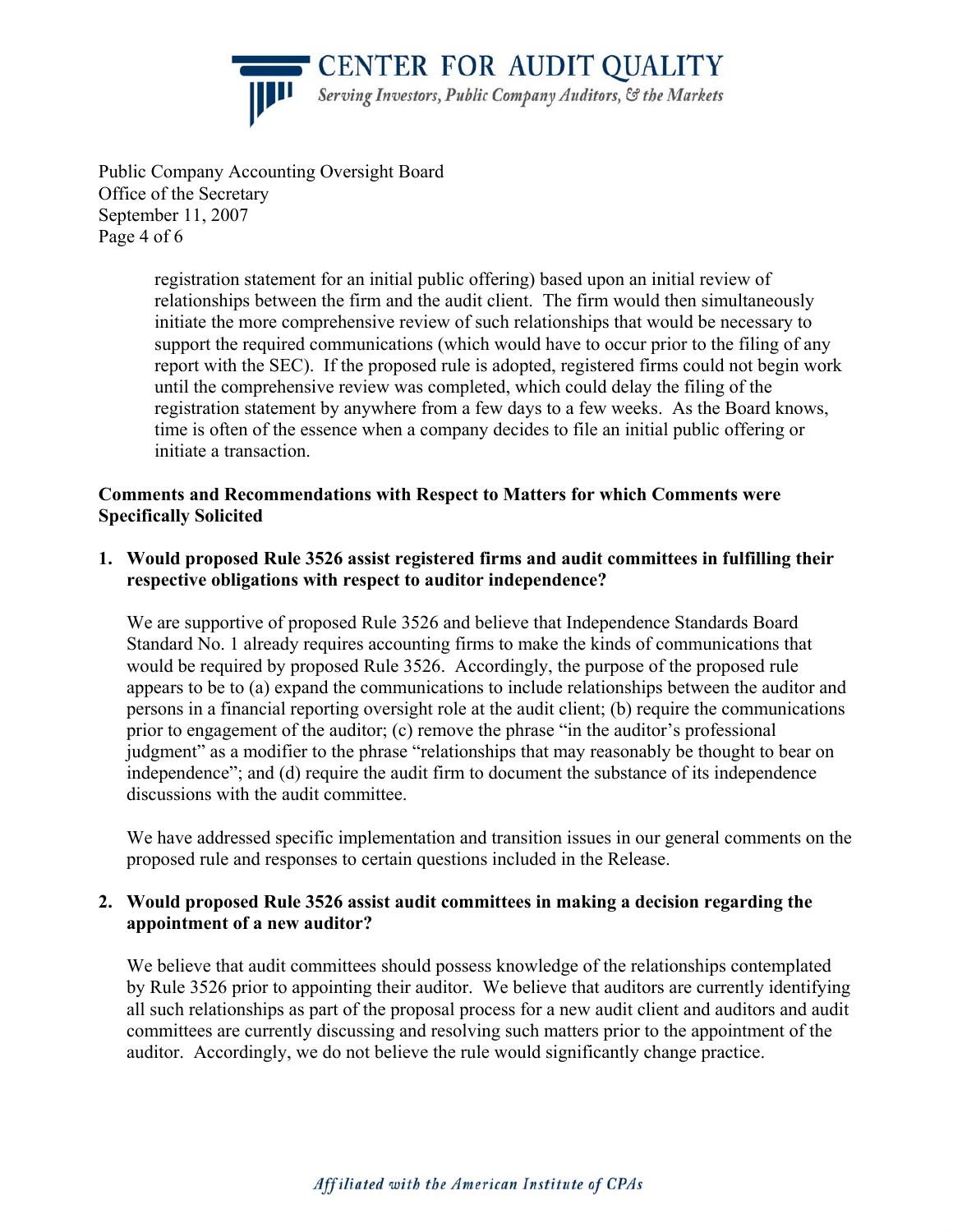registration statement for an initial public offering) based upon an initial review of relationships between the firm and the audit client. The firm would then simultaneously initiate the more comprehensive review of such relationships that would be necessary to support the required communications (which would have to occur prior to the filing of any report with the SEC). If the proposed rule is adopted, registered firms could not begin work until the comprehensive review was completed, which could delay the filing of the registration statement by anywhere from a few days to a few weeks. As the Board knows, time is often of the essence when a company decides to file an initial public offering or initiate a transaction.

**Comments and Recommendations with Respect to Matters for which Comments were Specifically Solicited**

1. **Would proposed Rule 3526 assist registered firms and audit committees in fulfilling their respective obligations with respect to auditor independence?**

   We are supportive of proposed Rule 3526 and believe that Independence Standards Board Standard No. 1 already requires accounting firms to make the kinds of communications that would be required by proposed Rule 3526. Accordingly, the purpose of the proposed rule appears to be to (a) expand the communications to include relationships between the auditor and persons in a financial reporting oversight role at the audit client; (b) require the communications prior to engagement of the auditor; (c) remove the phrase "in the auditor's professional judgment" as a modifier to the phrase "relationships that may reasonably be thought to bear on independence"; and (d) require the audit firm to document the substance of its independence discussions with the audit committee.

   We have addressed specific implementation and transition issues in our general comments on the proposed rule and responses to certain questions included in the Release.

2. **Would proposed Rule 3526 assist audit committees in making a decision regarding the appointment of a new auditor?**

   We believe that audit committees should possess knowledge of the relationships contemplated by Rule 3526 prior to appointing their auditor. We believe that auditors are currently identifying all such relationships as part of the proposal process for a new audit client and auditors and audit committees are currently discussing and resolving such matters prior to the appointment of the auditor. Accordingly, we do not believe the rule would significantly change practice.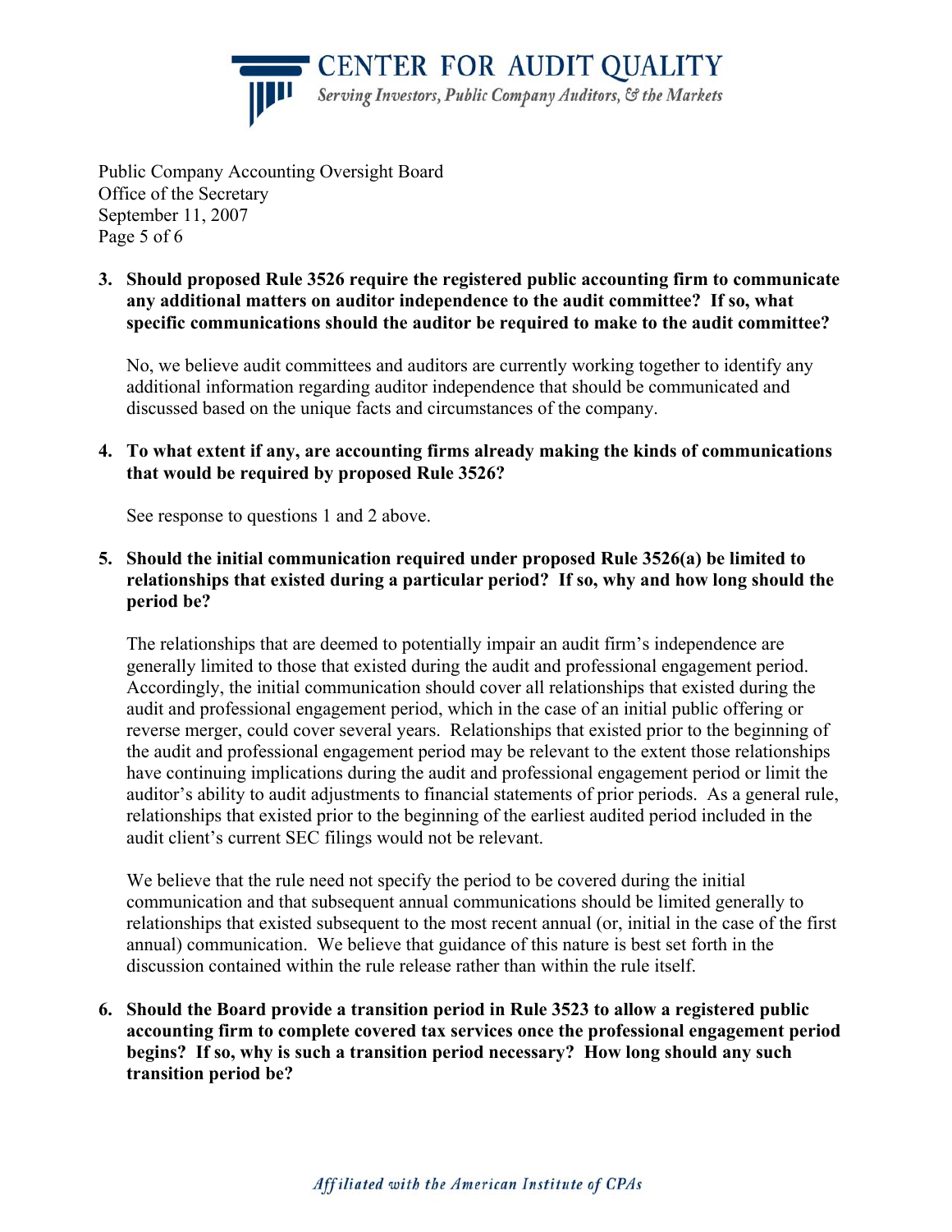**3. Should proposed Rule 3526 require the registered public accounting firm to communicate any additional matters on auditor independence to the audit committee? If so, what specific communications should the auditor be required to make to the audit committee?**

No, we believe audit committees and auditors are currently working together to identify any additional information regarding auditor independence that should be communicated and discussed based on the unique facts and circumstances of the company.

**4. To what extent if any, are accounting firms already making the kinds of communications that would be required by proposed Rule 3526?**

See response to questions 1 and 2 above.

**5. Should the initial communication required under proposed Rule 3526(a) be limited to relationships that existed during a particular period? If so, why and how long should the period be?**

The relationships that are deemed to potentially impair an audit firm's independence are generally limited to those that existed during the audit and professional engagement period. Accordingly, the initial communication should cover all relationships that existed during the audit and professional engagement period, which in the case of an initial public offering or reverse merger, could cover several years. Relationships that existed prior to the beginning of the audit and professional engagement period may be relevant to the extent those relationships have continuing implications during the audit and professional engagement period or limit the auditor's ability to audit adjustments to financial statements of prior periods. As a general rule, relationships that existed prior to the beginning of the earliest audited period included in the audit client's current SEC filings would not be relevant.

We believe that the rule need not specify the period to be covered during the initial communication and that subsequent annual communications should be limited generally to relationships that existed subsequent to the most recent annual (or, initial in the case of the first annual) communication. We believe that guidance of this nature is best set forth in the discussion contained within the rule release rather than within the rule itself.

**6. Should the Board provide a transition period in Rule 3523 to allow a registered public accounting firm to complete covered tax services once the professional engagement period begins? If so, why is such a transition period necessary? How long should any such transition period be?**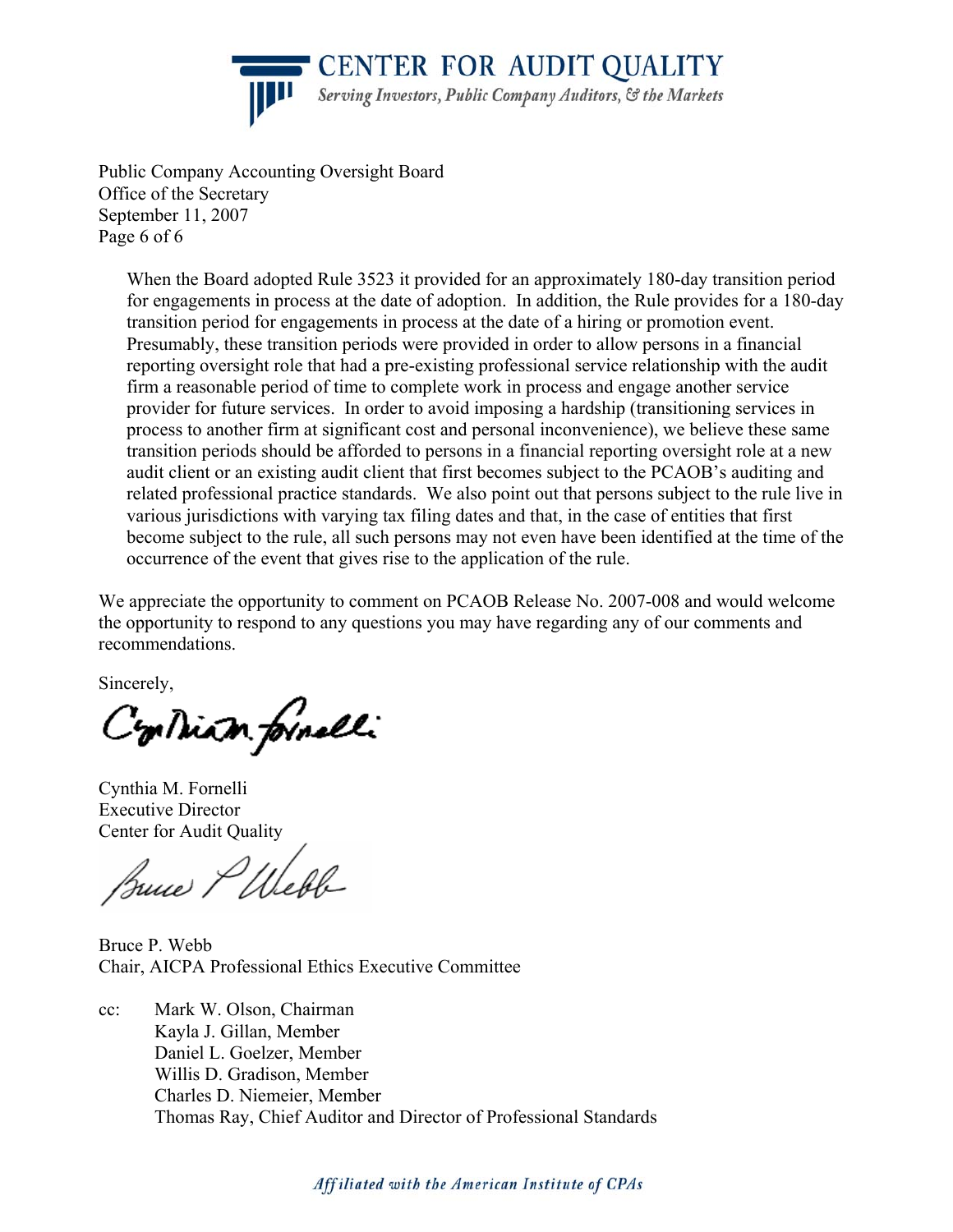When the Board adopted Rule 3523 it provided for an approximately 180-day transition period for engagements in process at the date of adoption. In addition, the Rule provides for a 180-day transition period for engagements in process at the date of a hiring or promotion event. Presumably, these transition periods were provided in order to allow persons in a financial reporting oversight role that had a pre-existing professional service relationship with the audit firm a reasonable period of time to complete work in process and engage another service provider for future services. In order to avoid imposing a hardship (transitioning services in process to another firm at significant cost and personal inconvenience), we believe these same transition periods should be afforded to persons in a financial reporting oversight role at a new audit client or an existing audit client that first becomes subject to the PCAOB's auditing and related professional practice standards. We also point out that persons subject to the rule live in various jurisdictions with varying tax filing dates and that, in the case of entities that first become subject to the rule, all such persons may not even have been identified at the time of the occurrence of the event that gives rise to the application of the rule.

We appreciate the opportunity to comment on PCAOB Release No. 2007-008 and would welcome the opportunity to respond to any questions you may have regarding any of our comments and recommendations.

Sincerely,

Cynthia M. Fornelli
Executive Director
Center for Audit Quality

Bruce P. Webb
Chair, AICPA Professional Ethics Executive Committee

cc: Mark W. Olson, Chairman
Kayla J. Gillan, Member
Daniel L. Goelzer, Member
Willis D. Gradison, Member
Charles D. Niemeier, Member
Thomas Ray, Chief Auditor and Director of Professional Standards